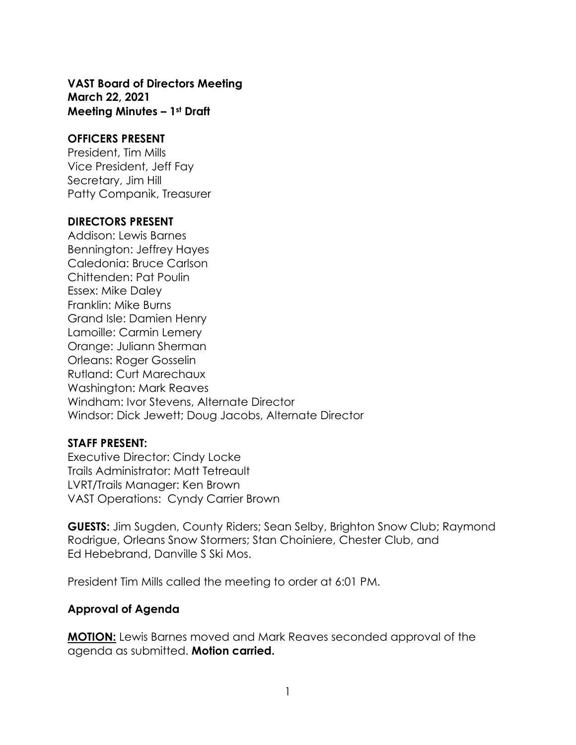**VAST Board of Directors Meeting**
**March 22, 2021**
**Meeting Minutes – 1st Draft**

**OFFICERS PRESENT**

President, Tim Mills
Vice President, Jeff Fay
Secretary, Jim Hill
Patty Companik, Treasurer

**DIRECTORS PRESENT**

Addison: Lewis Barnes
Bennington: Jeffrey Hayes
Caledonia: Bruce Carlson
Chittenden: Pat Poulin
Essex: Mike Daley
Franklin: Mike Burns
Grand Isle: Damien Henry
Lamoille: Carmin Lemery
Orange: Juliann Sherman
Orleans: Roger Gosselin
Rutland: Curt Marechaux
Washington: Mark Reaves
Windham: Ivor Stevens, Alternate Director
Windsor: Dick Jewett; Doug Jacobs, Alternate Director

**STAFF PRESENT:**

Executive Director: Cindy Locke
Trails Administrator: Matt Tetreault
LVRT/Trails Manager: Ken Brown
VAST Operations: Cyndy Carrier Brown

**GUESTS:** Jim Sugden, County Riders; Sean Selby, Brighton Snow Club; Raymond Rodrigue, Orleans Snow Stormers; Stan Choiniere, Chester Club, and Ed Hebebrand, Danville S Ski Mos.

President Tim Mills called the meeting to order at 6:01 PM.

**Approval of Agenda**

**MOTION:** Lewis Barnes moved and Mark Reaves seconded approval of the agenda as submitted. **Motion carried.**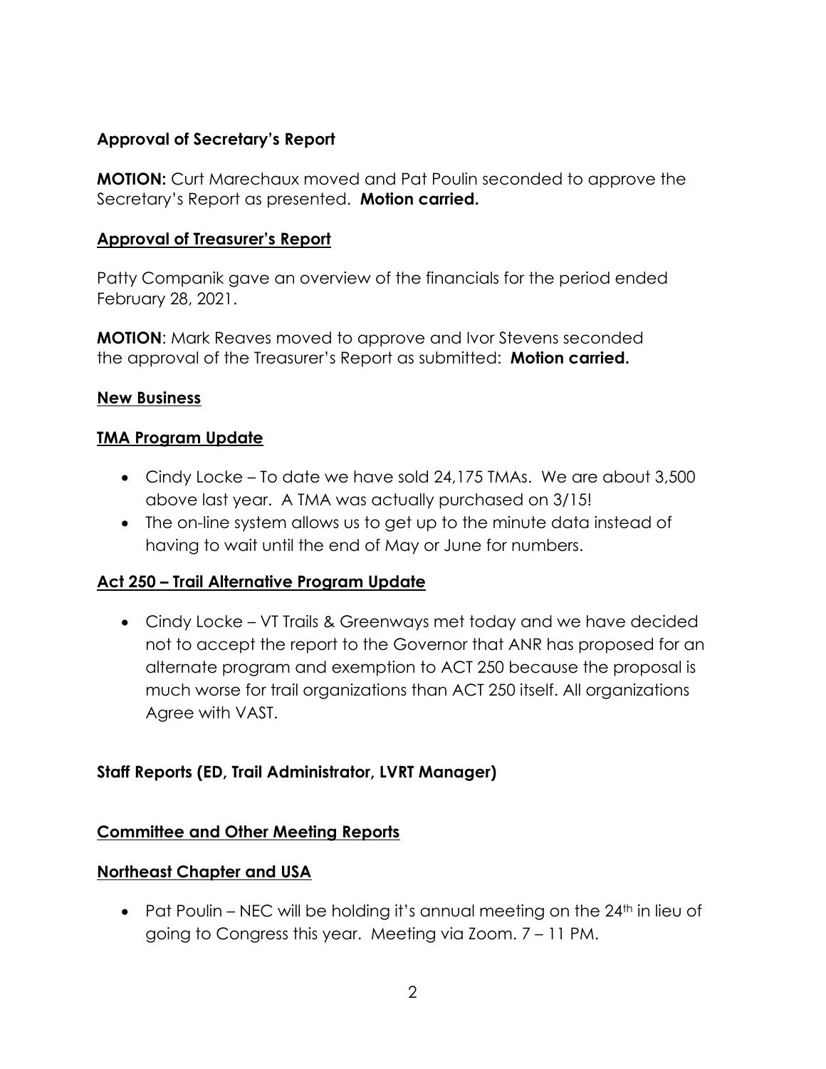## Approval of Secretary's Report

**MOTION:** Curt Marechaux moved and Pat Poulin seconded to approve the Secretary's Report as presented. **Motion carried.**

## Approval of Treasurer's Report

Patty Companik gave an overview of the financials for the period ended February 28, 2021.

**MOTION**: Mark Reaves moved to approve and Ivor Stevens seconded the approval of the Treasurer's Report as submitted: **Motion carried.**

## New Business

### TMA Program Update

- Cindy Locke – To date we have sold 24,175 TMAs. We are about 3,500 above last year. A TMA was actually purchased on 3/15!
- The on-line system allows us to get up to the minute data instead of having to wait until the end of May or June for numbers.

### Act 250 – Trail Alternative Program Update

- Cindy Locke – VT Trails & Greenways met today and we have decided not to accept the report to the Governor that ANR has proposed for an alternate program and exemption to ACT 250 because the proposal is much worse for trail organizations than ACT 250 itself. All organizations Agree with VAST.

## Staff Reports (ED, Trail Administrator, LVRT Manager)

## Committee and Other Meeting Reports

### Northeast Chapter and USA

- Pat Poulin – NEC will be holding it's annual meeting on the 24th in lieu of going to Congress this year. Meeting via Zoom. 7 – 11 PM.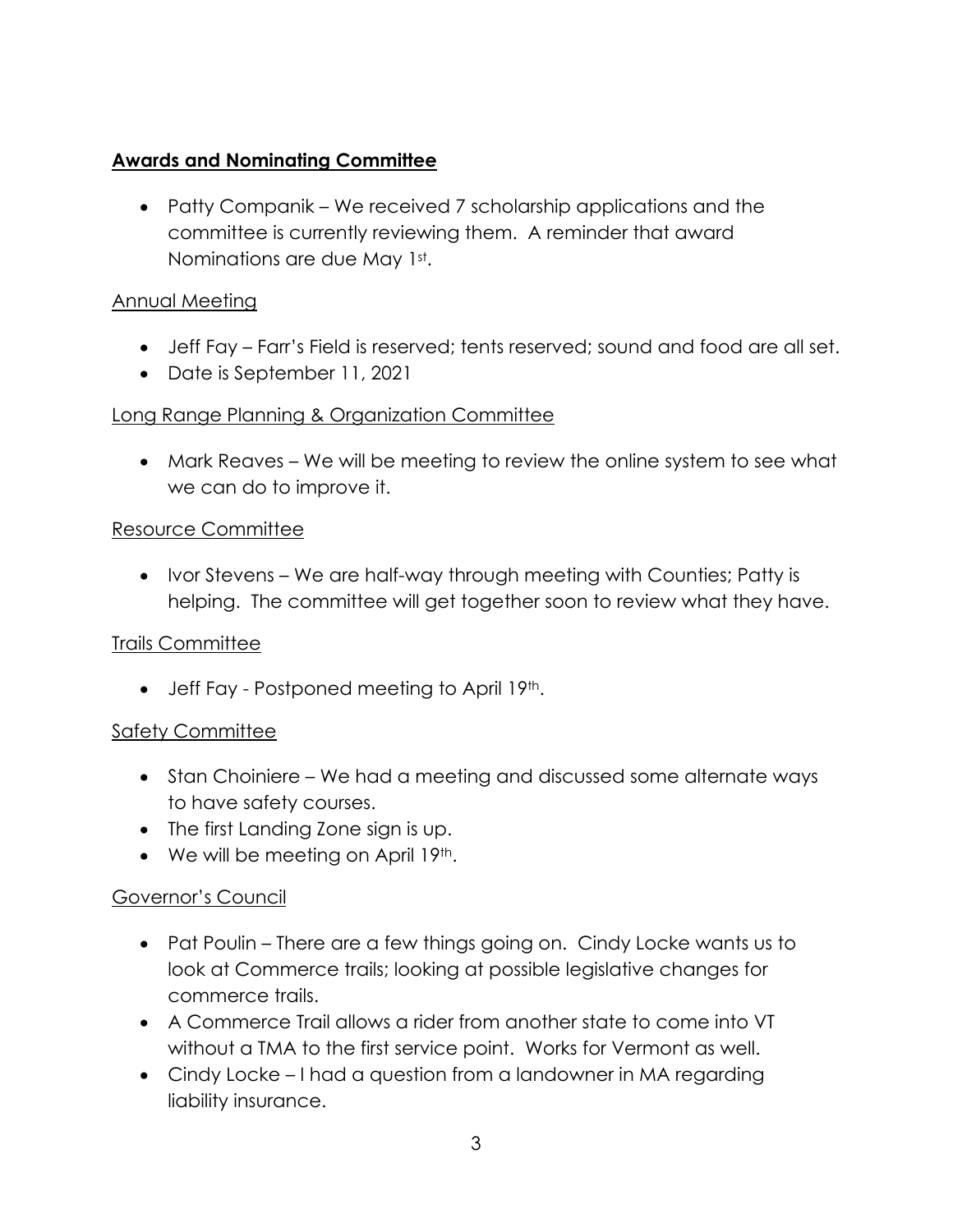## **Awards and Nominating Committee**

- Patty Companik – We received 7 scholarship applications and the committee is currently reviewing them. A reminder that award Nominations are due May 1st.

### Annual Meeting

- Jeff Fay – Farr's Field is reserved; tents reserved; sound and food are all set.
- Date is September 11, 2021

### Long Range Planning & Organization Committee

- Mark Reaves – We will be meeting to review the online system to see what we can do to improve it.

### Resource Committee

- Ivor Stevens – We are half-way through meeting with Counties; Patty is helping. The committee will get together soon to review what they have.

### Trails Committee

- Jeff Fay - Postponed meeting to April 19th.

### Safety Committee

- Stan Choiniere – We had a meeting and discussed some alternate ways to have safety courses.
- The first Landing Zone sign is up.
- We will be meeting on April 19th.

### Governor's Council

- Pat Poulin – There are a few things going on. Cindy Locke wants us to look at Commerce trails; looking at possible legislative changes for commerce trails.
- A Commerce Trail allows a rider from another state to come into VT without a TMA to the first service point. Works for Vermont as well.
- Cindy Locke – I had a question from a landowner in MA regarding liability insurance.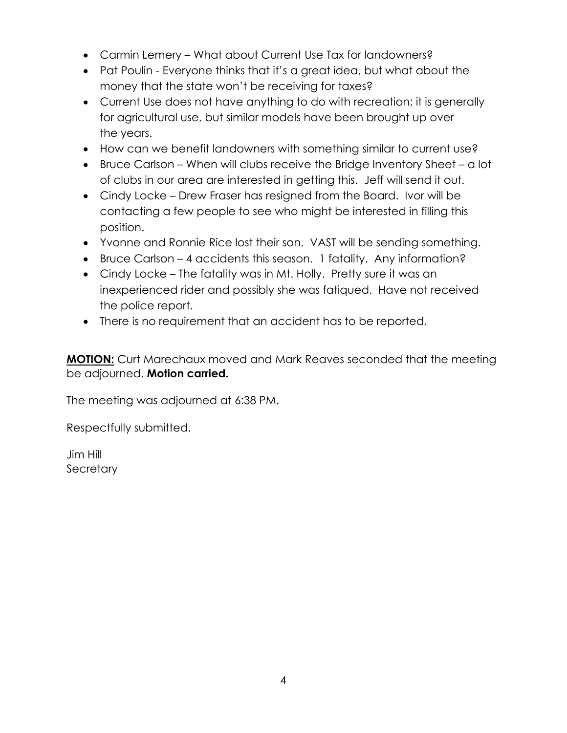- Carmin Lemery – What about Current Use Tax for landowners?
- Pat Poulin - Everyone thinks that it's a great idea, but what about the money that the state won't be receiving for taxes?
- Current Use does not have anything to do with recreation; it is generally for agricultural use, but similar models have been brought up over the years.
- How can we benefit landowners with something similar to current use?
- Bruce Carlson – When will clubs receive the Bridge Inventory Sheet – a lot of clubs in our area are interested in getting this. Jeff will send it out.
- Cindy Locke – Drew Fraser has resigned from the Board. Ivor will be contacting a few people to see who might be interested in filling this position.
- Yvonne and Ronnie Rice lost their son. VAST will be sending something.
- Bruce Carlson – 4 accidents this season. 1 fatality. Any information?
- Cindy Locke – The fatality was in Mt. Holly. Pretty sure it was an inexperienced rider and possibly she was fatiqued. Have not received the police report.
- There is no requirement that an accident has to be reported.

**MOTION:** Curt Marechaux moved and Mark Reaves seconded that the meeting be adjourned. **Motion carried.**

The meeting was adjourned at 6:38 PM.

Respectfully submitted,

Jim Hill
Secretary